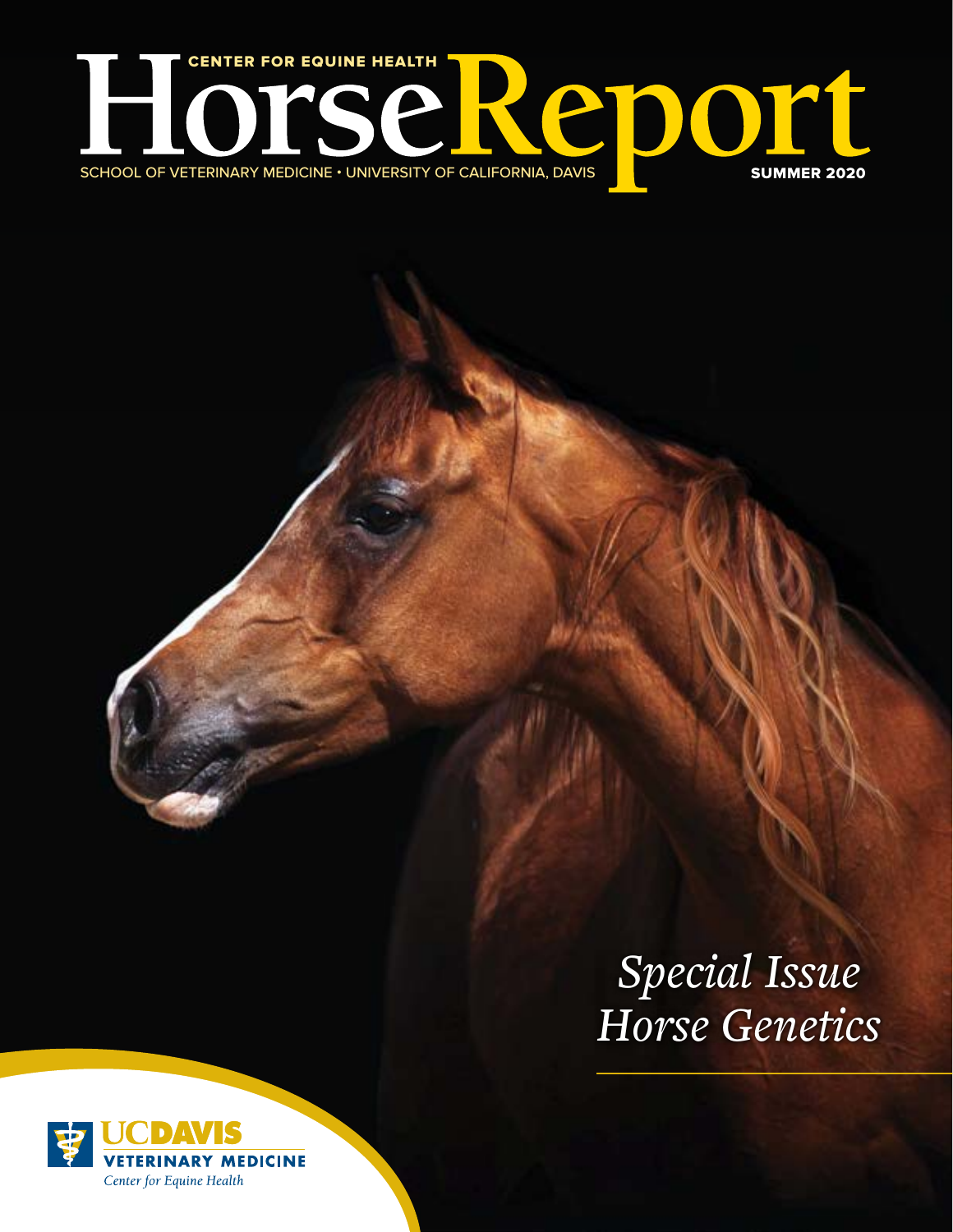# Horse Report

CENTER FOR EQUINE HEALTH

SCHOOL OF VETERINARY MEDICINE • UNIVERSITY OF CALIFORNIA, DAVIS

SUMMER 2020

*Special Issue*
*Horse Genetics*

UC DAVIS VETERINARY MEDICINE

*Center for Equine Health*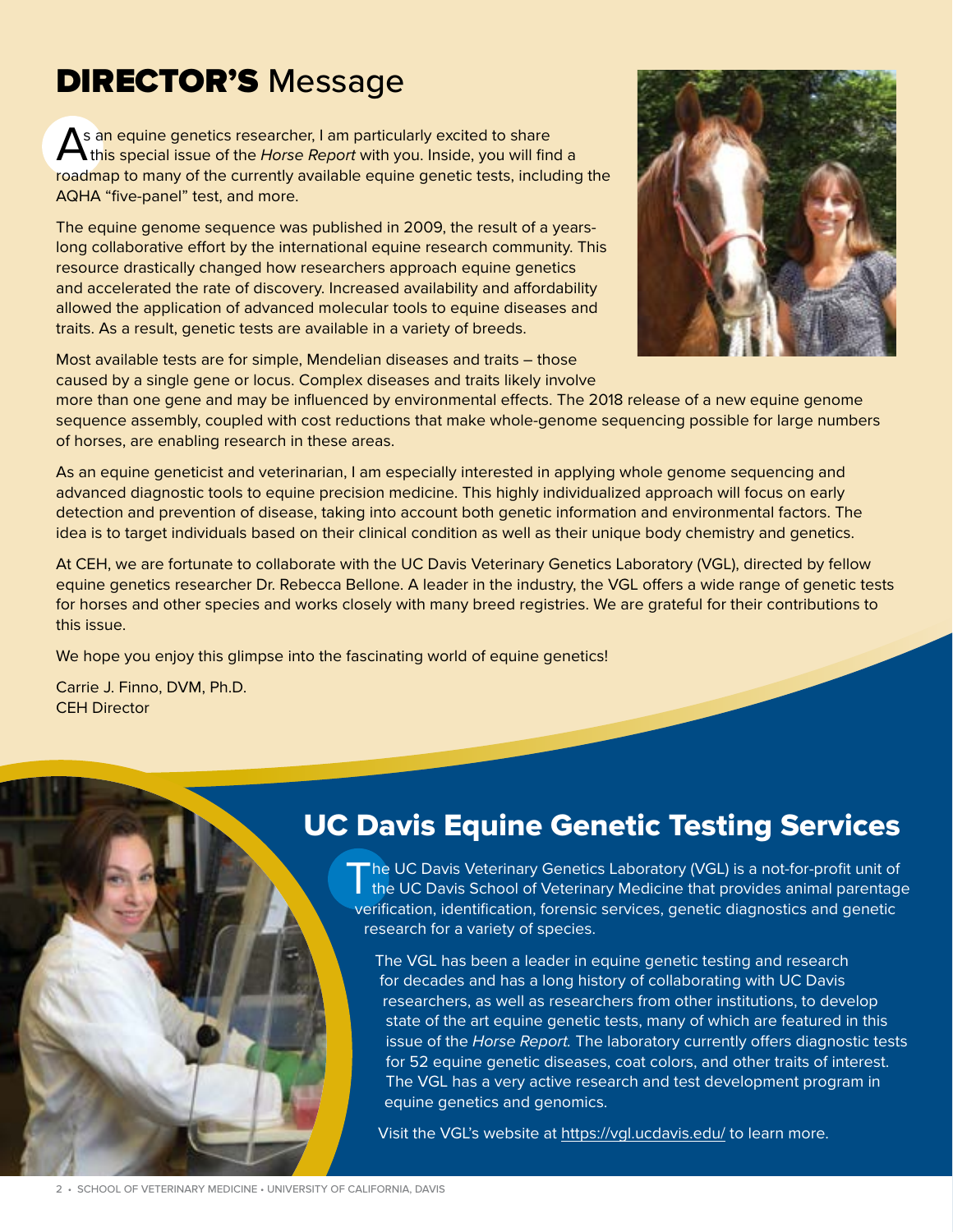# DIRECTOR'S Message

As an equine genetics researcher, I am particularly excited to share this special issue of the *Horse Report* with you. Inside, you will find a roadmap to many of the currently available equine genetic tests, including the AQHA "five-panel" test, and more.

The equine genome sequence was published in 2009, the result of a years-long collaborative effort by the international equine research community. This resource drastically changed how researchers approach equine genetics and accelerated the rate of discovery. Increased availability and affordability allowed the application of advanced molecular tools to equine diseases and traits. As a result, genetic tests are available in a variety of breeds.

Most available tests are for simple, Mendelian diseases and traits – those caused by a single gene or locus. Complex diseases and traits likely involve more than one gene and may be influenced by environmental effects. The 2018 release of a new equine genome sequence assembly, coupled with cost reductions that make whole-genome sequencing possible for large numbers of horses, are enabling research in these areas.

As an equine geneticist and veterinarian, I am especially interested in applying whole genome sequencing and advanced diagnostic tools to equine precision medicine. This highly individualized approach will focus on early detection and prevention of disease, taking into account both genetic information and environmental factors. The idea is to target individuals based on their clinical condition as well as their unique body chemistry and genetics.

At CEH, we are fortunate to collaborate with the UC Davis Veterinary Genetics Laboratory (VGL), directed by fellow equine genetics researcher Dr. Rebecca Bellone. A leader in the industry, the VGL offers a wide range of genetic tests for horses and other species and works closely with many breed registries. We are grateful for their contributions to this issue.

We hope you enjoy this glimpse into the fascinating world of equine genetics!

Carrie J. Finno, DVM, Ph.D.
CEH Director

## UC Davis Equine Genetic Testing Services

The UC Davis Veterinary Genetics Laboratory (VGL) is a not-for-profit unit of the UC Davis School of Veterinary Medicine that provides animal parentage verification, identification, forensic services, genetic diagnostics and genetic research for a variety of species.

The VGL has been a leader in equine genetic testing and research for decades and has a long history of collaborating with UC Davis researchers, as well as researchers from other institutions, to develop state of the art equine genetic tests, many of which are featured in this issue of the *Horse Report.* The laboratory currently offers diagnostic tests for 52 equine genetic diseases, coat colors, and other traits of interest. The VGL has a very active research and test development program in equine genetics and genomics.

Visit the VGL's website at https://vgl.ucdavis.edu/ to learn more.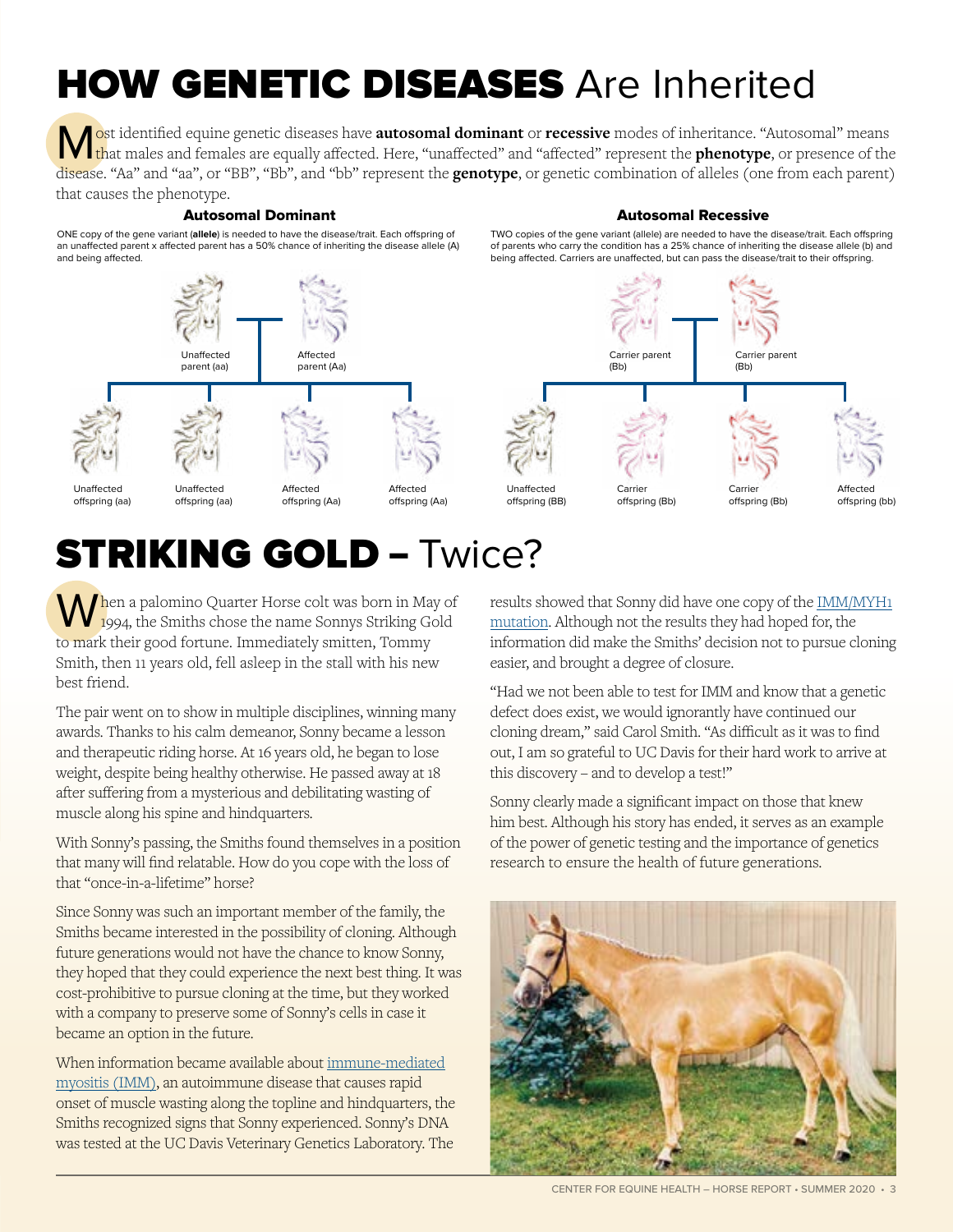# HOW GENETIC DISEASES Are Inherited

Most identified equine genetic diseases have **autosomal dominant** or **recessive** modes of inheritance. "Autosomal" means that males and females are equally affected. Here, "unaffected" and "affected" represent the **phenotype**, or presence of the disease. "Aa" and "aa", or "BB", "Bb", and "bb" represent the **genotype**, or genetic combination of alleles (one from each parent) that causes the phenotype.

### Autosomal Dominant

ONE copy of the gene variant (**allele**) is needed to have the disease/trait. Each offspring of an unaffected parent x affected parent has a 50% chance of inheriting the disease allele (A) and being affected.

Unaffected parent (aa)

Affected parent (Aa)

Unaffected offspring (aa)

Unaffected offspring (aa)

Affected offspring (Aa)

Affected offspring (Aa)

### Autosomal Recessive

TWO copies of the gene variant (allele) are needed to have the disease/trait. Each offspring of parents who carry the condition has a 25% chance of inheriting the disease allele (b) and being affected. Carriers are unaffected, but can pass the disease/trait to their offspring.

Carrier parent (Bb)

Carrier parent (Bb)

Unaffected offspring (BB)

Carrier offspring (Bb)

Carrier offspring (Bb)

Affected offspring (bb)

# STRIKING GOLD – Twice?

When a palomino Quarter Horse colt was born in May of 1994, the Smiths chose the name Sonnys Striking Gold to mark their good fortune. Immediately smitten, Tommy Smith, then 11 years old, fell asleep in the stall with his new best friend.

The pair went on to show in multiple disciplines, winning many awards. Thanks to his calm demeanor, Sonny became a lesson and therapeutic riding horse. At 16 years old, he began to lose weight, despite being healthy otherwise. He passed away at 18 after suffering from a mysterious and debilitating wasting of muscle along his spine and hindquarters.

With Sonny's passing, the Smiths found themselves in a position that many will find relatable. How do you cope with the loss of that "once-in-a-lifetime" horse?

Since Sonny was such an important member of the family, the Smiths became interested in the possibility of cloning. Although future generations would not have the chance to know Sonny, they hoped that they could experience the next best thing. It was cost-prohibitive to pursue cloning at the time, but they worked with a company to preserve some of Sonny's cells in case it became an option in the future.

When information became available about immune-mediated myositis (IMM), an autoimmune disease that causes rapid onset of muscle wasting along the topline and hindquarters, the Smiths recognized signs that Sonny experienced. Sonny's DNA was tested at the UC Davis Veterinary Genetics Laboratory. The results showed that Sonny did have one copy of the IMM/MYH1 mutation. Although not the results they had hoped for, the information did make the Smiths' decision not to pursue cloning easier, and brought a degree of closure.

"Had we not been able to test for IMM and know that a genetic defect does exist, we would ignorantly have continued our cloning dream," said Carol Smith. "As difficult as it was to find out, I am so grateful to UC Davis for their hard work to arrive at this discovery – and to develop a test!"

Sonny clearly made a significant impact on those that knew him best. Although his story has ended, it serves as an example of the power of genetic testing and the importance of genetics research to ensure the health of future generations.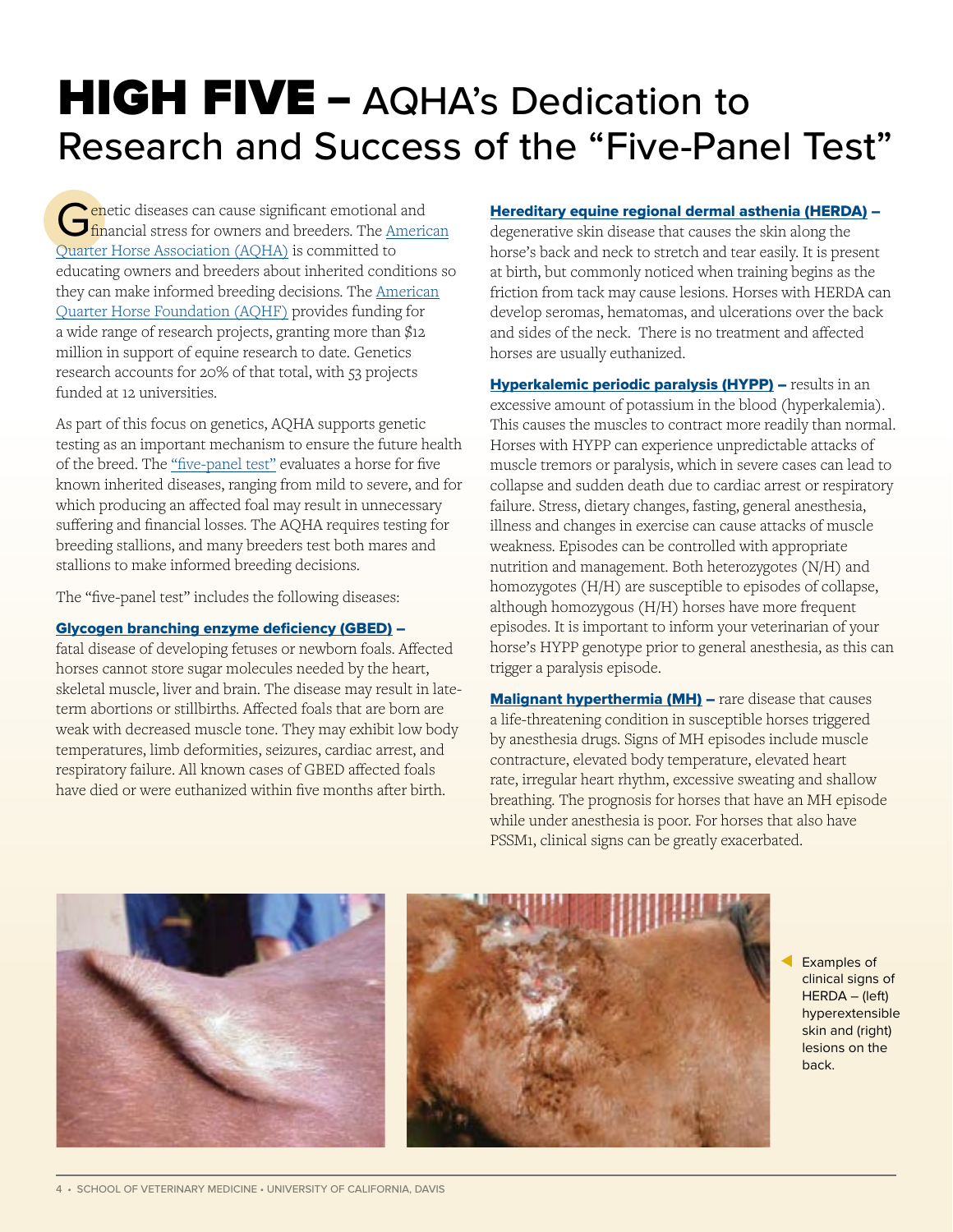# HIGH FIVE – AQHA's Dedication to Research and Success of the "Five-Panel Test"

Genetic diseases can cause significant emotional and financial stress for owners and breeders. The American Quarter Horse Association (AQHA) is committed to educating owners and breeders about inherited conditions so they can make informed breeding decisions. The American Quarter Horse Foundation (AQHF) provides funding for a wide range of research projects, granting more than $12 million in support of equine research to date. Genetics research accounts for 20% of that total, with 53 projects funded at 12 universities.

As part of this focus on genetics, AQHA supports genetic testing as an important mechanism to ensure the future health of the breed. The "five-panel test" evaluates a horse for five known inherited diseases, ranging from mild to severe, and for which producing an affected foal may result in unnecessary suffering and financial losses. The AQHA requires testing for breeding stallions, and many breeders test both mares and stallions to make informed breeding decisions.

The "five-panel test" includes the following diseases:

**Glycogen branching enzyme deficiency (GBED) –** fatal disease of developing fetuses or newborn foals. Affected horses cannot store sugar molecules needed by the heart, skeletal muscle, liver and brain. The disease may result in late-term abortions or stillbirths. Affected foals that are born are weak with decreased muscle tone. They may exhibit low body temperatures, limb deformities, seizures, cardiac arrest, and respiratory failure. All known cases of GBED affected foals have died or were euthanized within five months after birth.

**Hereditary equine regional dermal asthenia (HERDA) –** degenerative skin disease that causes the skin along the horse's back and neck to stretch and tear easily. It is present at birth, but commonly noticed when training begins as the friction from tack may cause lesions. Horses with HERDA can develop seromas, hematomas, and ulcerations over the back and sides of the neck. There is no treatment and affected horses are usually euthanized.

**Hyperkalemic periodic paralysis (HYPP) –** results in an excessive amount of potassium in the blood (hyperkalemia). This causes the muscles to contract more readily than normal. Horses with HYPP can experience unpredictable attacks of muscle tremors or paralysis, which in severe cases can lead to collapse and sudden death due to cardiac arrest or respiratory failure. Stress, dietary changes, fasting, general anesthesia, illness and changes in exercise can cause attacks of muscle weakness. Episodes can be controlled with appropriate nutrition and management. Both heterozygotes (N/H) and homozygotes (H/H) are susceptible to episodes of collapse, although homozygous (H/H) horses have more frequent episodes. It is important to inform your veterinarian of your horse's HYPP genotype prior to general anesthesia, as this can trigger a paralysis episode.

**Malignant hyperthermia (MH) –** rare disease that causes a life-threatening condition in susceptible horses triggered by anesthesia drugs. Signs of MH episodes include muscle contracture, elevated body temperature, elevated heart rate, irregular heart rhythm, excessive sweating and shallow breathing. The prognosis for horses that have an MH episode while under anesthesia is poor. For horses that also have PSSM1, clinical signs can be greatly exacerbated.

Examples of clinical signs of HERDA – (left) hyperextensible skin and (right) lesions on the back.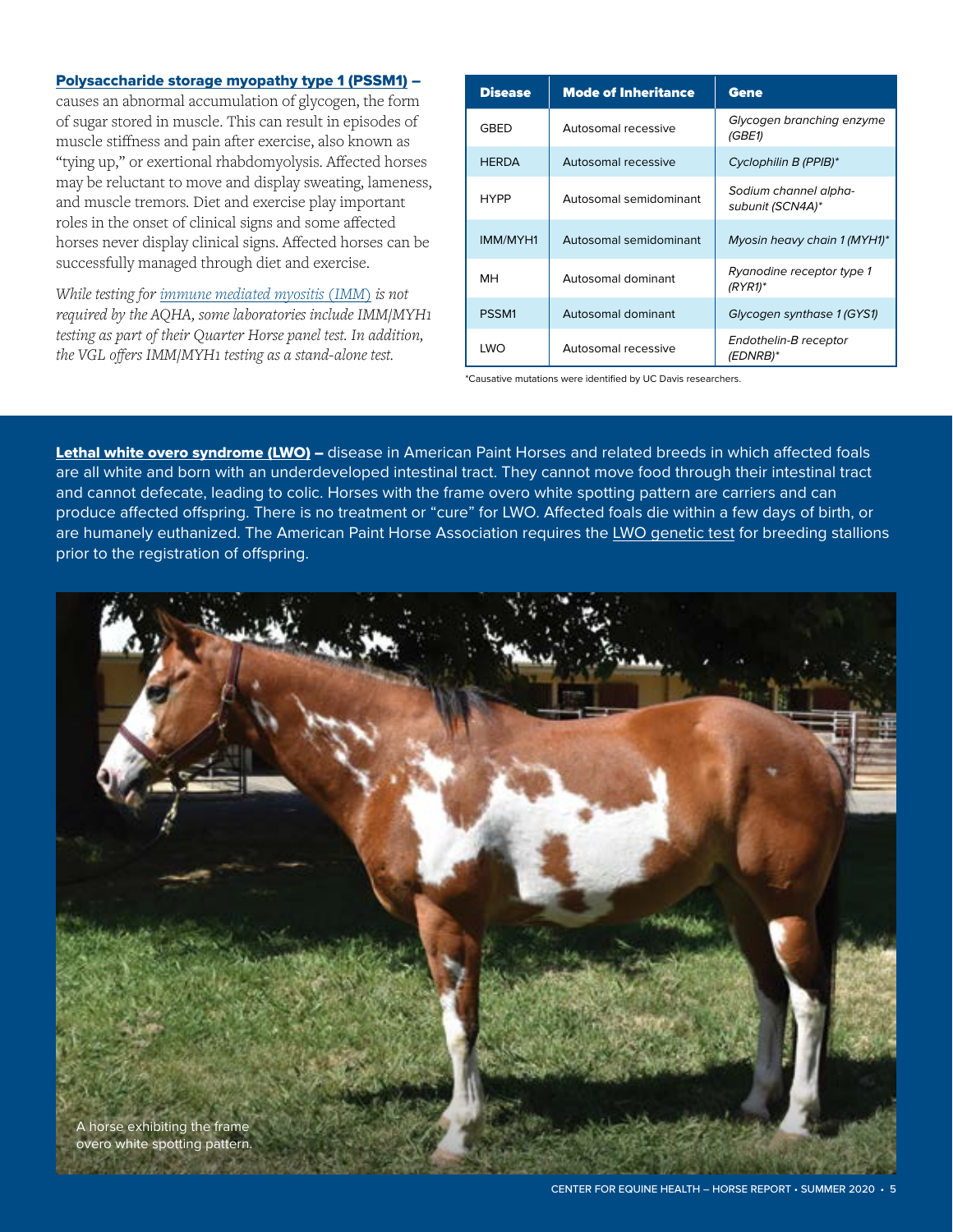**Polysaccharide storage myopathy type 1 (PSSM1)** – causes an abnormal accumulation of glycogen, the form of sugar stored in muscle. This can result in episodes of muscle stiffness and pain after exercise, also known as "tying up," or exertional rhabdomyolysis. Affected horses may be reluctant to move and display sweating, lameness, and muscle tremors. Diet and exercise play important roles in the onset of clinical signs and some affected horses never display clinical signs. Affected horses can be successfully managed through diet and exercise.

*While testing for immune mediated myositis (IMM) is not required by the AQHA, some laboratories include IMM/MYH1 testing as part of their Quarter Horse panel test. In addition, the VGL offers IMM/MYH1 testing as a stand-alone test.*

| Disease | Mode of Inheritance | Gene |
|---|---|---|
| GBED | Autosomal recessive | *Glycogen branching enzyme (GBE1)* |
| HERDA | Autosomal recessive | *Cyclophilin B (PPIB)** |
| HYPP | Autosomal semidominant | *Sodium channel alpha-subunit (SCN4A)** |
| IMM/MYH1 | Autosomal semidominant | *Myosin heavy chain 1 (MYH1)** |
| MH | Autosomal dominant | *Ryanodine receptor type 1 (RYR1)** |
| PSSM1 | Autosomal dominant | *Glycogen synthase 1 (GYS1)* |
| LWO | Autosomal recessive | *Endothelin-B receptor (EDNRB)** |

*Causative mutations were identified by UC Davis researchers.

**Lethal white overo syndrome (LWO)** – disease in American Paint Horses and related breeds in which affected foals are all white and born with an underdeveloped intestinal tract. They cannot move food through their intestinal tract and cannot defecate, leading to colic. Horses with the frame overo white spotting pattern are carriers and can produce affected offspring. There is no treatment or "cure" for LWO. Affected foals die within a few days of birth, or are humanely euthanized. The American Paint Horse Association requires the LWO genetic test for breeding stallions prior to the registration of offspring.

A horse exhibiting the frame overo white spotting pattern.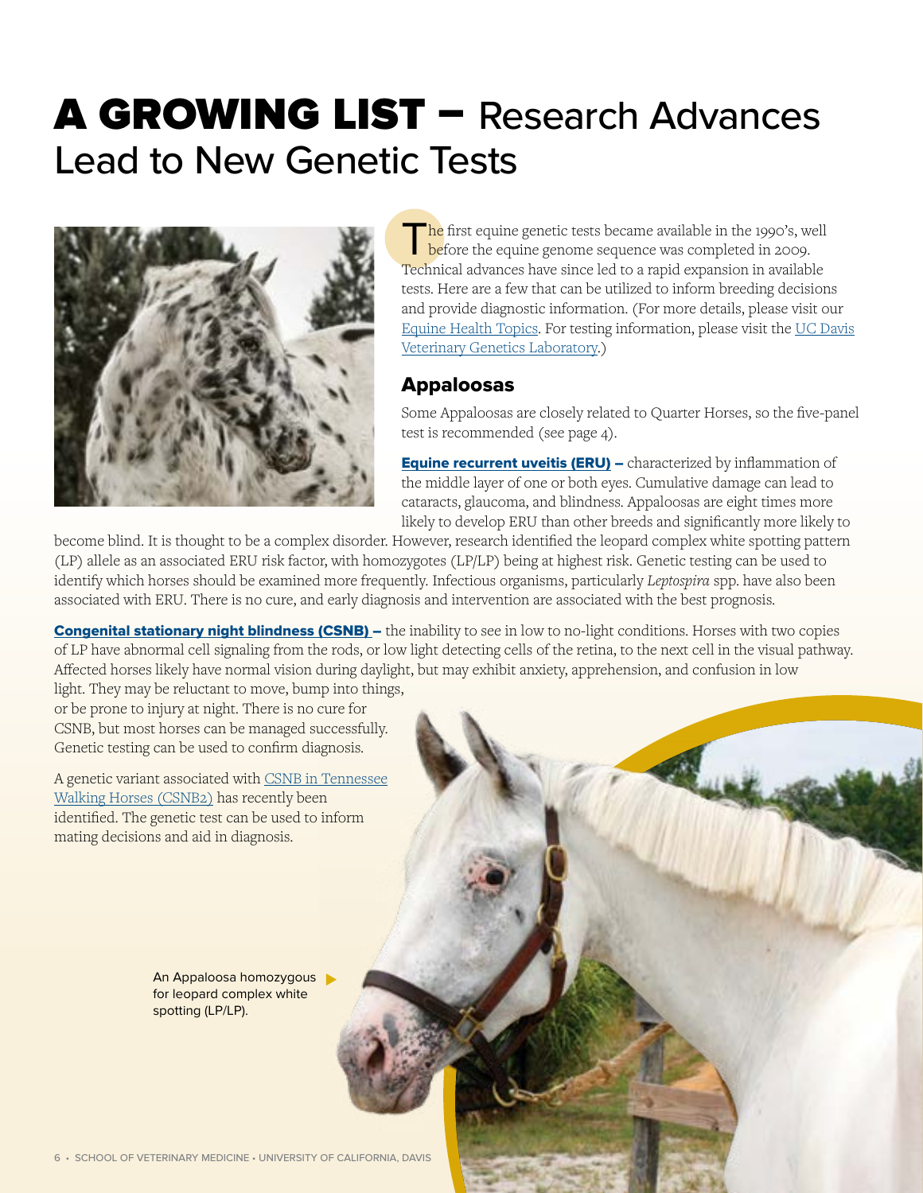# A GROWING LIST – Research Advances Lead to New Genetic Tests

The first equine genetic tests became available in the 1990's, well before the equine genome sequence was completed in 2009. Technical advances have since led to a rapid expansion in available tests. Here are a few that can be utilized to inform breeding decisions and provide diagnostic information. (For more details, please visit our Equine Health Topics. For testing information, please visit the UC Davis Veterinary Genetics Laboratory.)

## Appaloosas

Some Appaloosas are closely related to Quarter Horses, so the five-panel test is recommended (see page 4).

**Equine recurrent uveitis (ERU) –** characterized by inflammation of the middle layer of one or both eyes. Cumulative damage can lead to cataracts, glaucoma, and blindness. Appaloosas are eight times more likely to develop ERU than other breeds and significantly more likely to become blind. It is thought to be a complex disorder. However, research identified the leopard complex white spotting pattern (LP) allele as an associated ERU risk factor, with homozygotes (LP/LP) being at highest risk. Genetic testing can be used to identify which horses should be examined more frequently. Infectious organisms, particularly *Leptospira* spp. have also been associated with ERU. There is no cure, and early diagnosis and intervention are associated with the best prognosis.

**Congenital stationary night blindness (CSNB) –** the inability to see in low to no-light conditions. Horses with two copies of LP have abnormal cell signaling from the rods, or low light detecting cells of the retina, to the next cell in the visual pathway. Affected horses likely have normal vision during daylight, but may exhibit anxiety, apprehension, and confusion in low light. They may be reluctant to move, bump into things, or be prone to injury at night. There is no cure for CSNB, but most horses can be managed successfully. Genetic testing can be used to confirm diagnosis.

A genetic variant associated with CSNB in Tennessee Walking Horses (CSNB2) has recently been identified. The genetic test can be used to inform mating decisions and aid in diagnosis.

An Appaloosa homozygous for leopard complex white spotting (LP/LP).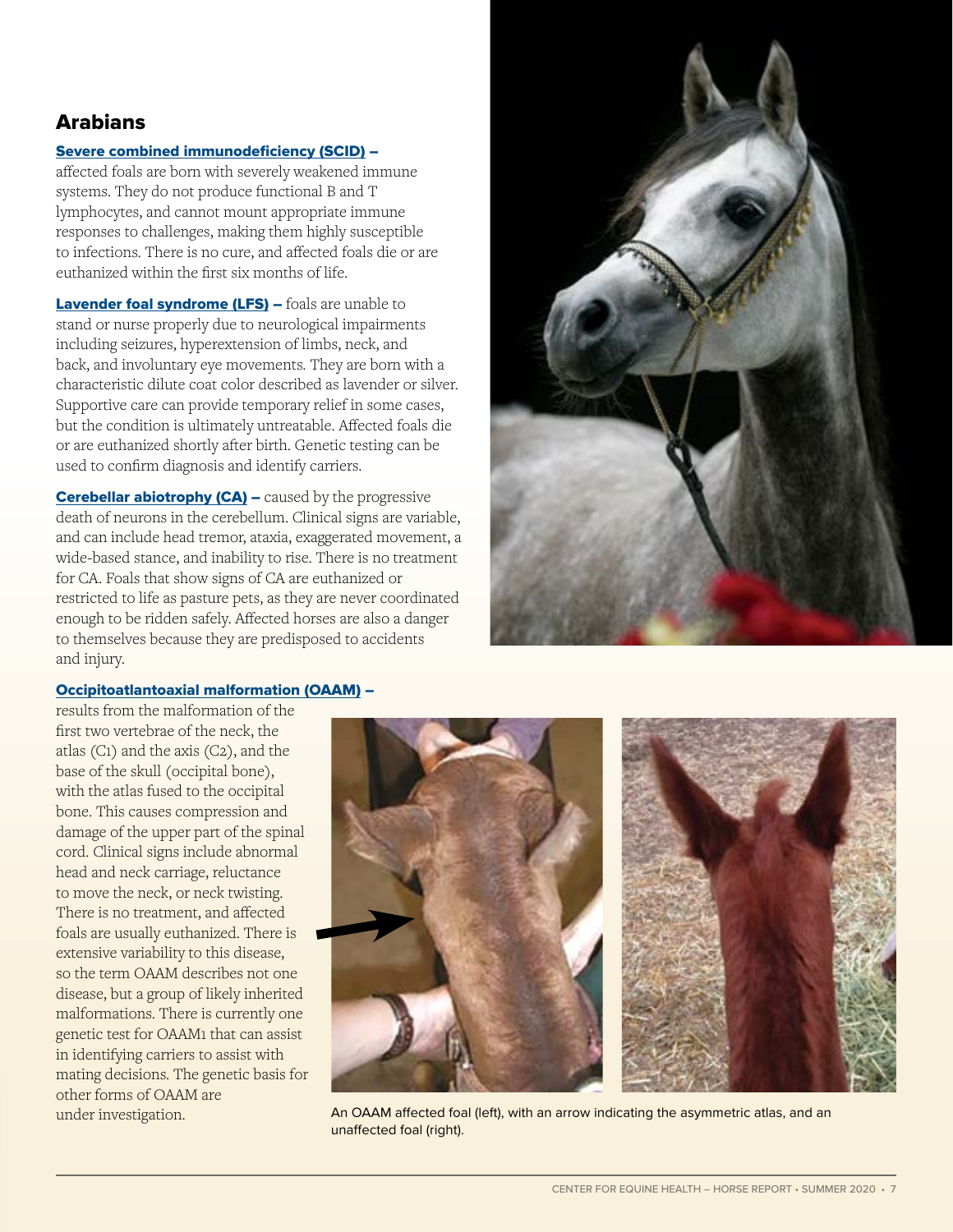## Arabians

**Severe combined immunodeficiency (SCID)** – affected foals are born with severely weakened immune systems. They do not produce functional B and T lymphocytes, and cannot mount appropriate immune responses to challenges, making them highly susceptible to infections. There is no cure, and affected foals die or are euthanized within the first six months of life.

**Lavender foal syndrome (LFS)** – foals are unable to stand or nurse properly due to neurological impairments including seizures, hyperextension of limbs, neck, and back, and involuntary eye movements. They are born with a characteristic dilute coat color described as lavender or silver. Supportive care can provide temporary relief in some cases, but the condition is ultimately untreatable. Affected foals die or are euthanized shortly after birth. Genetic testing can be used to confirm diagnosis and identify carriers.

**Cerebellar abiotrophy (CA)** – caused by the progressive death of neurons in the cerebellum. Clinical signs are variable, and can include head tremor, ataxia, exaggerated movement, a wide-based stance, and inability to rise. There is no treatment for CA. Foals that show signs of CA are euthanized or restricted to life as pasture pets, as they are never coordinated enough to be ridden safely. Affected horses are also a danger to themselves because they are predisposed to accidents and injury.

**Occipitoatlantoaxial malformation (OAAM)** – results from the malformation of the first two vertebrae of the neck, the atlas (C1) and the axis (C2), and the base of the skull (occipital bone), with the atlas fused to the occipital bone. This causes compression and damage of the upper part of the spinal cord. Clinical signs include abnormal head and neck carriage, reluctance to move the neck, or neck twisting. There is no treatment, and affected foals are usually euthanized. There is extensive variability to this disease, so the term OAAM describes not one disease, but a group of likely inherited malformations. There is currently one genetic test for OAAM1 that can assist in identifying carriers to assist with mating decisions. The genetic basis for other forms of OAAM are under investigation.

An OAAM affected foal (left), with an arrow indicating the asymmetric atlas, and an unaffected foal (right).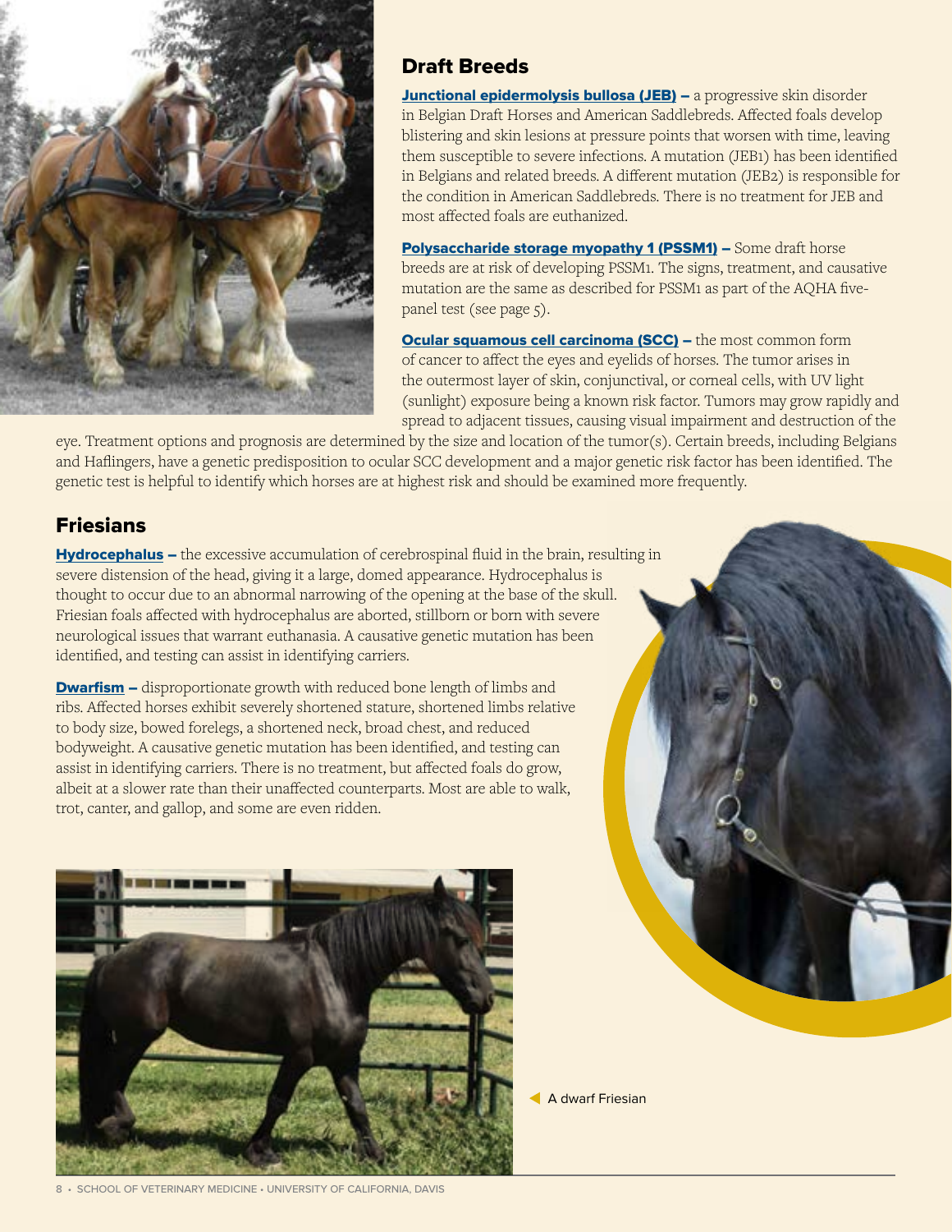## Draft Breeds

**Junctional epidermolysis bullosa (JEB) –** a progressive skin disorder in Belgian Draft Horses and American Saddlebreds. Affected foals develop blistering and skin lesions at pressure points that worsen with time, leaving them susceptible to severe infections. A mutation (JEB1) has been identified in Belgians and related breeds. A different mutation (JEB2) is responsible for the condition in American Saddlebreds. There is no treatment for JEB and most affected foals are euthanized.

**Polysaccharide storage myopathy 1 (PSSM1) –** Some draft horse breeds are at risk of developing PSSM1. The signs, treatment, and causative mutation are the same as described for PSSM1 as part of the AQHA five-panel test (see page 5).

**Ocular squamous cell carcinoma (SCC) –** the most common form of cancer to affect the eyes and eyelids of horses. The tumor arises in the outermost layer of skin, conjunctival, or corneal cells, with UV light (sunlight) exposure being a known risk factor. Tumors may grow rapidly and spread to adjacent tissues, causing visual impairment and destruction of the eye. Treatment options and prognosis are determined by the size and location of the tumor(s). Certain breeds, including Belgians and Haflingers, have a genetic predisposition to ocular SCC development and a major genetic risk factor has been identified. The genetic test is helpful to identify which horses are at highest risk and should be examined more frequently.

## Friesians

**Hydrocephalus –** the excessive accumulation of cerebrospinal fluid in the brain, resulting in severe distension of the head, giving it a large, domed appearance. Hydrocephalus is thought to occur due to an abnormal narrowing of the opening at the base of the skull. Friesian foals affected with hydrocephalus are aborted, stillborn or born with severe neurological issues that warrant euthanasia. A causative genetic mutation has been identified, and testing can assist in identifying carriers.

**Dwarfism –** disproportionate growth with reduced bone length of limbs and ribs. Affected horses exhibit severely shortened stature, shortened limbs relative to body size, bowed forelegs, a shortened neck, broad chest, and reduced bodyweight. A causative genetic mutation has been identified, and testing can assist in identifying carriers. There is no treatment, but affected foals do grow, albeit at a slower rate than their unaffected counterparts. Most are able to walk, trot, canter, and gallop, and some are even ridden.

A dwarf Friesian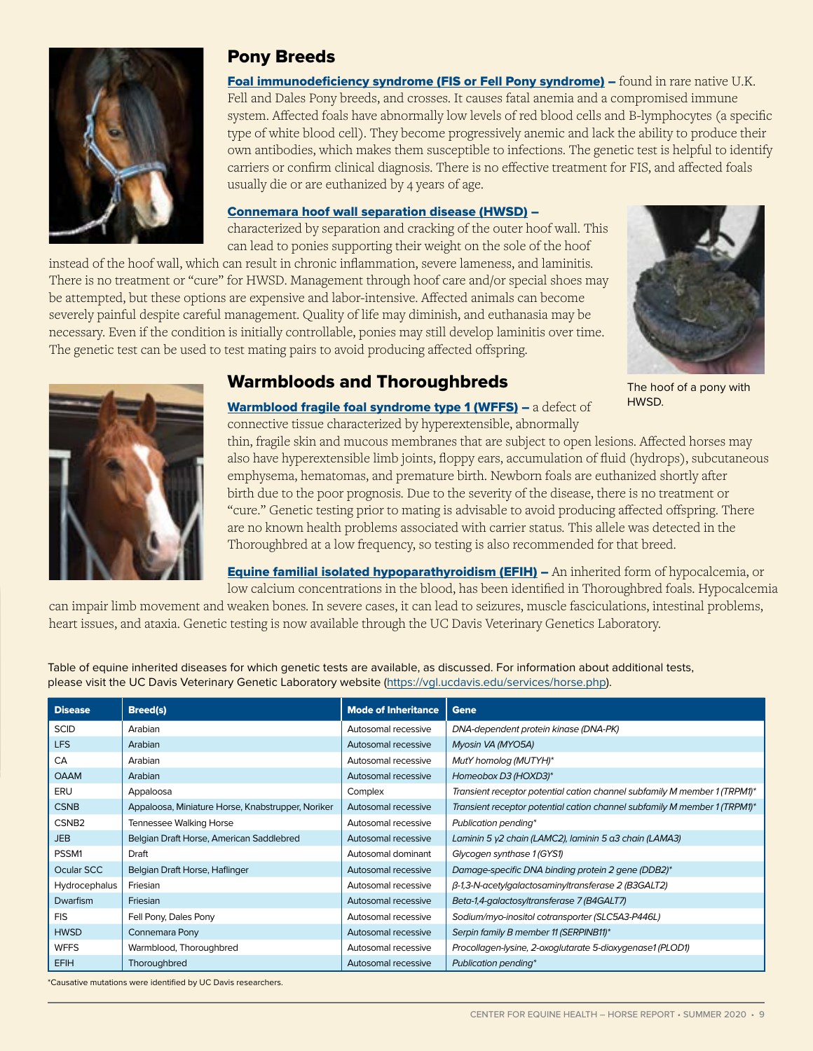## Pony Breeds

**Foal immunodeficiency syndrome (FIS or Fell Pony syndrome) –** found in rare native U.K. Fell and Dales Pony breeds, and crosses. It causes fatal anemia and a compromised immune system. Affected foals have abnormally low levels of red blood cells and B-lymphocytes (a specific type of white blood cell). They become progressively anemic and lack the ability to produce their own antibodies, which makes them susceptible to infections. The genetic test is helpful to identify carriers or confirm clinical diagnosis. There is no effective treatment for FIS, and affected foals usually die or are euthanized by 4 years of age.

**Connemara hoof wall separation disease (HWSD) –** characterized by separation and cracking of the outer hoof wall. This can lead to ponies supporting their weight on the sole of the hoof instead of the hoof wall, which can result in chronic inflammation, severe lameness, and laminitis. There is no treatment or "cure" for HWSD. Management through hoof care and/or special shoes may be attempted, but these options are expensive and labor-intensive. Affected animals can become severely painful despite careful management. Quality of life may diminish, and euthanasia may be necessary. Even if the condition is initially controllable, ponies may still develop laminitis over time. The genetic test can be used to test mating pairs to avoid producing affected offspring.

The hoof of a pony with HWSD.

## Warmbloods and Thoroughbreds

**Warmblood fragile foal syndrome type 1 (WFFS) –** a defect of connective tissue characterized by hyperextensible, abnormally thin, fragile skin and mucous membranes that are subject to open lesions. Affected horses may also have hyperextensible limb joints, floppy ears, accumulation of fluid (hydrops), subcutaneous emphysema, hematomas, and premature birth. Newborn foals are euthanized shortly after birth due to the poor prognosis. Due to the severity of the disease, there is no treatment or "cure." Genetic testing prior to mating is advisable to avoid producing affected offspring. There are no known health problems associated with carrier status. This allele was detected in the Thoroughbred at a low frequency, so testing is also recommended for that breed.

**Equine familial isolated hypoparathyroidism (EFIH) –** An inherited form of hypocalcemia, or low calcium concentrations in the blood, has been identified in Thoroughbred foals. Hypocalcemia can impair limb movement and weaken bones. In severe cases, it can lead to seizures, muscle fasciculations, intestinal problems, heart issues, and ataxia. Genetic testing is now available through the UC Davis Veterinary Genetics Laboratory.

Table of equine inherited diseases for which genetic tests are available, as discussed. For information about additional tests, please visit the UC Davis Veterinary Genetic Laboratory website (https://vgl.ucdavis.edu/services/horse.php).

| Disease | Breed(s) | Mode of Inheritance | Gene |
|---|---|---|---|
| SCID | Arabian | Autosomal recessive | *DNA-dependent protein kinase (DNA-PK)* |
| LFS | Arabian | Autosomal recessive | *Myosin VA (MYO5A)* |
| CA | Arabian | Autosomal recessive | *MutY homolog (MUTYH)** |
| OAAM | Arabian | Autosomal recessive | *Homeobox D3 (HOXD3)** |
| ERU | Appaloosa | Complex | *Transient receptor potential cation channel subfamily M member 1 (TRPM1)** |
| CSNB | Appaloosa, Miniature Horse, Knabstrupper, Noriker | Autosomal recessive | *Transient receptor potential cation channel subfamily M member 1 (TRPM1)** |
| CSNB2 | Tennessee Walking Horse | Autosomal recessive | *Publication pending** |
| JEB | Belgian Draft Horse, American Saddlebred | Autosomal recessive | *Laminin 5 γ2 chain (LAMC2), laminin 5 α3 chain (LAMA3)* |
| PSSM1 | Draft | Autosomal dominant | *Glycogen synthase 1 (GYS1)* |
| Ocular SCC | Belgian Draft Horse, Haflinger | Autosomal recessive | *Damage-specific DNA binding protein 2 gene (DDB2)** |
| Hydrocephalus | Friesian | Autosomal recessive | *β-1,3-N-acetylgalactosaminyltransferase 2 (B3GALT2)* |
| Dwarfism | Friesian | Autosomal recessive | *Beta-1,4-galactosyltransferase 7 (B4GALT7)* |
| FIS | Fell Pony, Dales Pony | Autosomal recessive | *Sodium/myo-inositol cotransporter (SLC5A3-P446L)* |
| HWSD | Connemara Pony | Autosomal recessive | *Serpin family B member 11 (SERPINB11)** |
| WFFS | Warmblood, Thoroughbred | Autosomal recessive | *Procollagen-lysine, 2-oxoglutarate 5-dioxygenase1 (PLOD1)* |
| EFIH | Thoroughbred | Autosomal recessive | *Publication pending** |

*Causative mutations were identified by UC Davis researchers.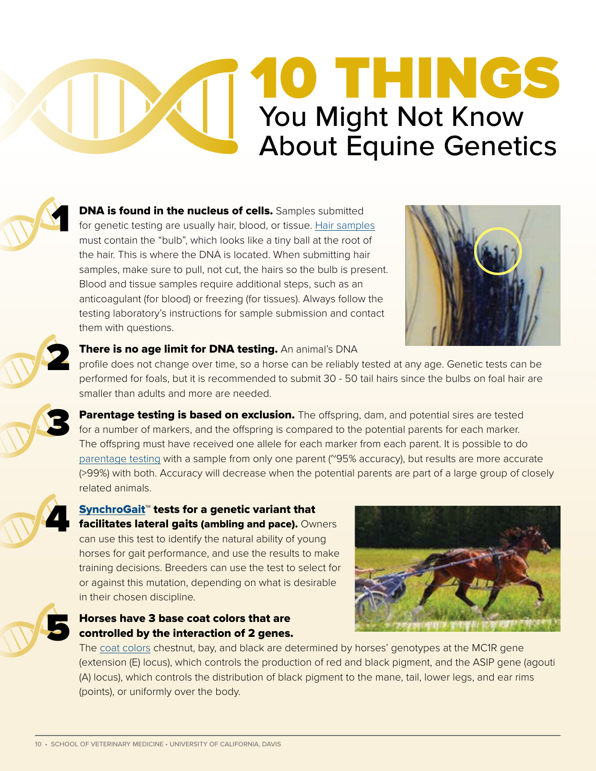# 10 THINGS

## You Might Not Know About Equine Genetics

**1 DNA is found in the nucleus of cells.** Samples submitted for genetic testing are usually hair, blood, or tissue. Hair samples must contain the "bulb", which looks like a tiny ball at the root of the hair. This is where the DNA is located. When submitting hair samples, make sure to pull, not cut, the hairs so the bulb is present. Blood and tissue samples require additional steps, such as an anticoagulant (for blood) or freezing (for tissues). Always follow the testing laboratory's instructions for sample submission and contact them with questions.

**2 There is no age limit for DNA testing.** An animal's DNA profile does not change over time, so a horse can be reliably tested at any age. Genetic tests can be performed for foals, but it is recommended to submit 30 - 50 tail hairs since the bulbs on foal hair are smaller than adults and more are needed.

**3 Parentage testing is based on exclusion.** The offspring, dam, and potential sires are tested for a number of markers, and the offspring is compared to the potential parents for each marker. The offspring must have received one allele for each marker from each parent. It is possible to do parentage testing with a sample from only one parent (~95% accuracy), but results are more accurate (>99%) with both. Accuracy will decrease when the potential parents are part of a large group of closely related animals.

**4 SynchroGait™ tests for a genetic variant that facilitates lateral gaits (ambling and pace).** Owners can use this test to identify the natural ability of young horses for gait performance, and use the results to make training decisions. Breeders can use the test to select for or against this mutation, depending on what is desirable in their chosen discipline.

**5 Horses have 3 base coat colors that are controlled by the interaction of 2 genes.** The coat colors chestnut, bay, and black are determined by horses' genotypes at the MC1R gene (extension (E) locus), which controls the production of red and black pigment, and the ASIP gene (agouti (A) locus), which controls the distribution of black pigment to the mane, tail, lower legs, and ear rims (points), or uniformly over the body.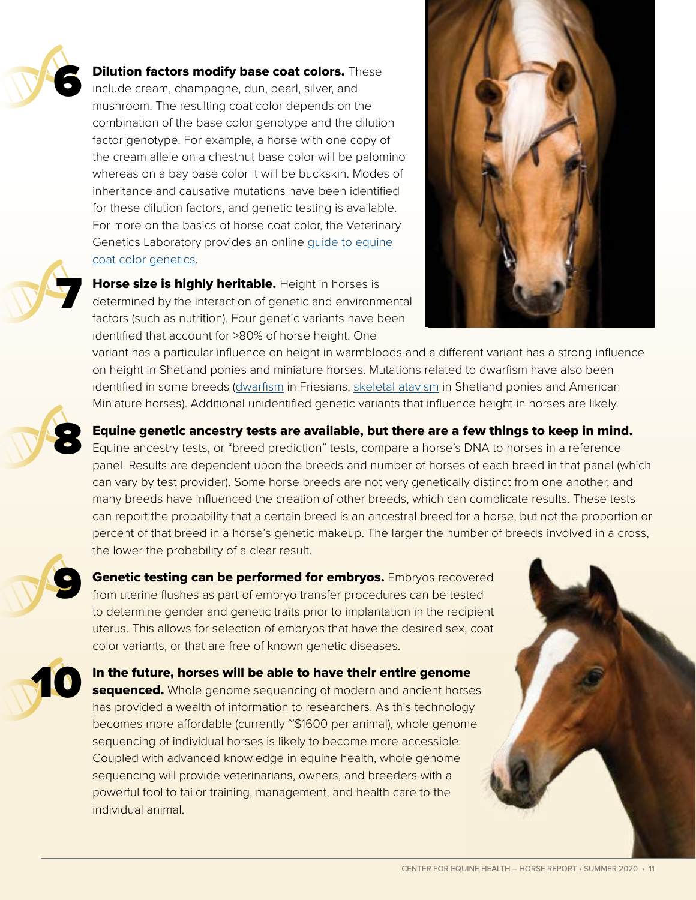**6 Dilution factors modify base coat colors.** These include cream, champagne, dun, pearl, silver, and mushroom. The resulting coat color depends on the combination of the base color genotype and the dilution factor genotype. For example, a horse with one copy of the cream allele on a chestnut base color will be palomino whereas on a bay base color it will be buckskin. Modes of inheritance and causative mutations have been identified for these dilution factors, and genetic testing is available. For more on the basics of horse coat color, the Veterinary Genetics Laboratory provides an online guide to equine coat color genetics.

**7 Horse size is highly heritable.** Height in horses is determined by the interaction of genetic and environmental factors (such as nutrition). Four genetic variants have been identified that account for >80% of horse height. One variant has a particular influence on height in warmbloods and a different variant has a strong influence on height in Shetland ponies and miniature horses. Mutations related to dwarfism have also been identified in some breeds (dwarfism in Friesians, skeletal atavism in Shetland ponies and American Miniature horses). Additional unidentified genetic variants that influence height in horses are likely.

**8 Equine genetic ancestry tests are available, but there are a few things to keep in mind.** Equine ancestry tests, or "breed prediction" tests, compare a horse's DNA to horses in a reference panel. Results are dependent upon the breeds and number of horses of each breed in that panel (which can vary by test provider). Some horse breeds are not very genetically distinct from one another, and many breeds have influenced the creation of other breeds, which can complicate results. These tests can report the probability that a certain breed is an ancestral breed for a horse, but not the proportion or percent of that breed in a horse's genetic makeup. The larger the number of breeds involved in a cross, the lower the probability of a clear result.

**9 Genetic testing can be performed for embryos.** Embryos recovered from uterine flushes as part of embryo transfer procedures can be tested to determine gender and genetic traits prior to implantation in the recipient uterus. This allows for selection of embryos that have the desired sex, coat color variants, or that are free of known genetic diseases.

**10 In the future, horses will be able to have their entire genome sequenced.** Whole genome sequencing of modern and ancient horses has provided a wealth of information to researchers. As this technology becomes more affordable (currently ~$1600 per animal), whole genome sequencing of individual horses is likely to become more accessible. Coupled with advanced knowledge in equine health, whole genome sequencing will provide veterinarians, owners, and breeders with a powerful tool to tailor training, management, and health care to the individual animal.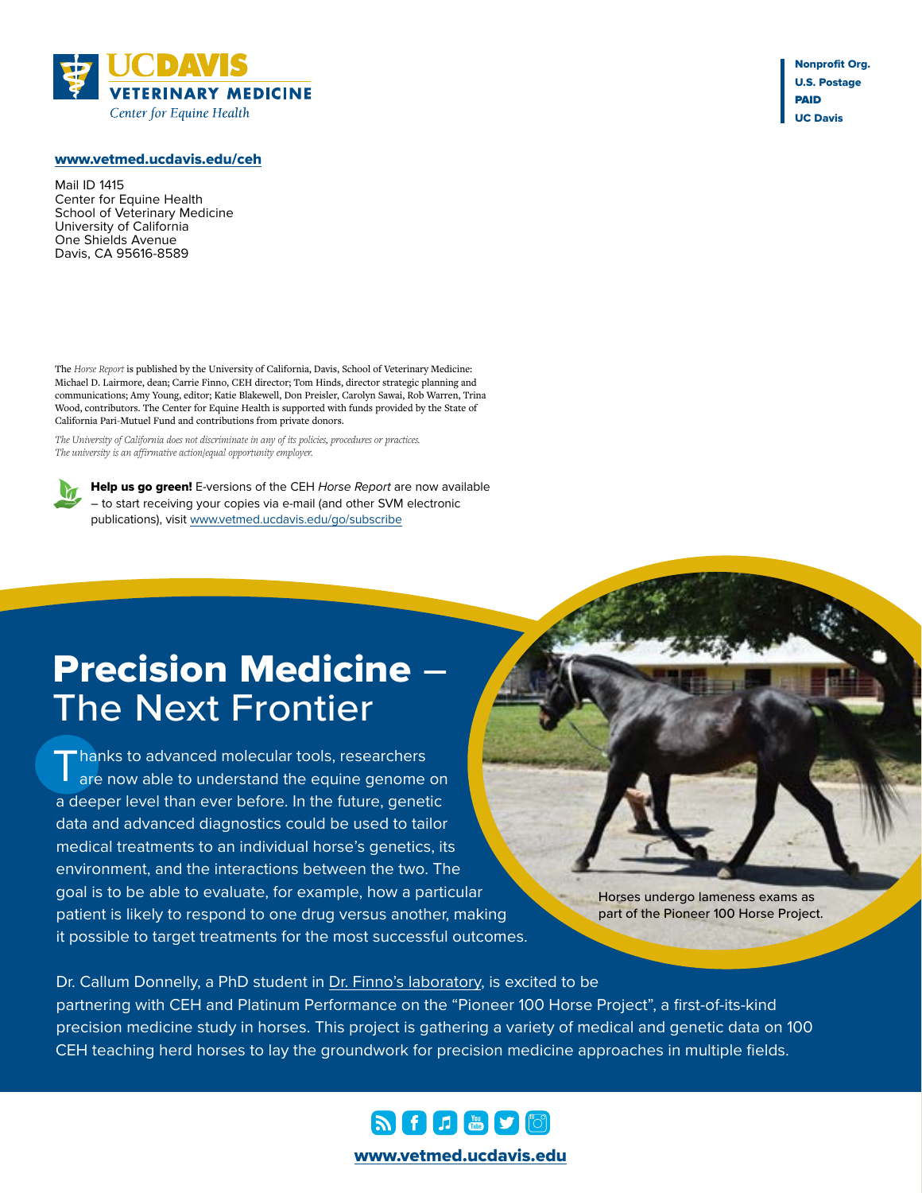UC DAVIS VETERINARY MEDICINE
Center for Equine Health

Nonprofit Org.
U.S. Postage
PAID
UC Davis

www.vetmed.ucdavis.edu/ceh

Mail ID 1415
Center for Equine Health
School of Veterinary Medicine
University of California
One Shields Avenue
Davis, CA 95616-8589

The *Horse Report* is published by the University of California, Davis, School of Veterinary Medicine: Michael D. Lairmore, dean; Carrie Finno, CEH director; Tom Hinds, director strategic planning and communications; Amy Young, editor; Katie Blakewell, Don Preisler, Carolyn Sawai, Rob Warren, Trina Wood, contributors. The Center for Equine Health is supported with funds provided by the State of California Pari-Mutuel Fund and contributions from private donors.

*The University of California does not discriminate in any of its policies, procedures or practices. The university is an affirmative action/equal opportunity employer.*

**Help us go green!** E-versions of the CEH *Horse Report* are now available – to start receiving your copies via e-mail (and other SVM electronic publications), visit www.vetmed.ucdavis.edu/go/subscribe

# Precision Medicine – The Next Frontier

Thanks to advanced molecular tools, researchers are now able to understand the equine genome on a deeper level than ever before. In the future, genetic data and advanced diagnostics could be used to tailor medical treatments to an individual horse's genetics, its environment, and the interactions between the two. The goal is to be able to evaluate, for example, how a particular patient is likely to respond to one drug versus another, making it possible to target treatments for the most successful outcomes.

Horses undergo lameness exams as part of the Pioneer 100 Horse Project.

Dr. Callum Donnelly, a PhD student in Dr. Finno's laboratory, is excited to be partnering with CEH and Platinum Performance on the "Pioneer 100 Horse Project", a first-of-its-kind precision medicine study in horses. This project is gathering a variety of medical and genetic data on 100 CEH teaching herd horses to lay the groundwork for precision medicine approaches in multiple fields.

www.vetmed.ucdavis.edu